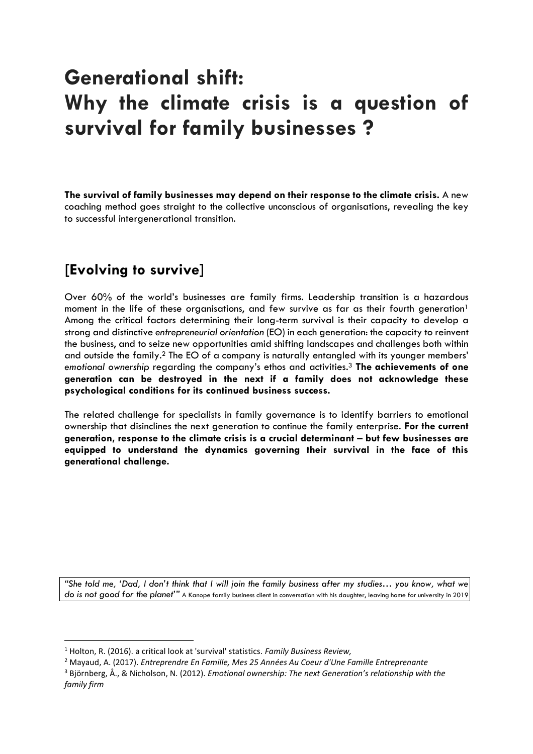# Generational shift: Why the climate crisis is a question of survival for family businesses ?

**The survival of family businesses may depend on their response to the climate crisis.** A new coaching method goes straight to the collective unconscious of organisations, revealing the key to successful intergenerational transition.

## [Evolving to survive]

Over 60% of the world's businesses are family firms. Leadership transition is a hazardous moment in the life of these organisations, and few survive as far as their fourth generation[1] Among the critical factors determining their long-term survival is their capacity to develop a strong and distinctive *entrepreneurial orientation* (EO) in each generation: the capacity to reinvent the business, and to seize new opportunities amid shifting landscapes and challenges both within and outside the family.[2] The EO of a company is naturally entangled with its younger members' *emotional ownership* regarding the company's ethos and activities.[3] **The achievements of one generation can be destroyed in the next if a family does not acknowledge these psychological conditions for its continued business success.**

The related challenge for specialists in family governance is to identify barriers to emotional ownership that disinclines the next generation to continue the family enterprise. **For the current generation, response to the climate crisis is a crucial determinant – but few businesses are equipped to understand the dynamics governing their survival in the face of this generational challenge.**

> *"She told me, 'Dad, I don't think that I will join the family business after my studies… you know, what we do is not good for the planet'"* A Kanope family business client in conversation with his daughter, leaving home for university in 2019

---

[1] Holton, R. (2016). a critical look at 'survival' statistics. *Family Business Review,*

[2] Mayaud, A. (2017). *Entreprendre En Famille, Mes 25 Années Au Coeur d'Une Famille Entreprenante*

[3] Björnberg, Å., & Nicholson, N. (2012). *Emotional ownership: The next Generation's relationship with the family firm*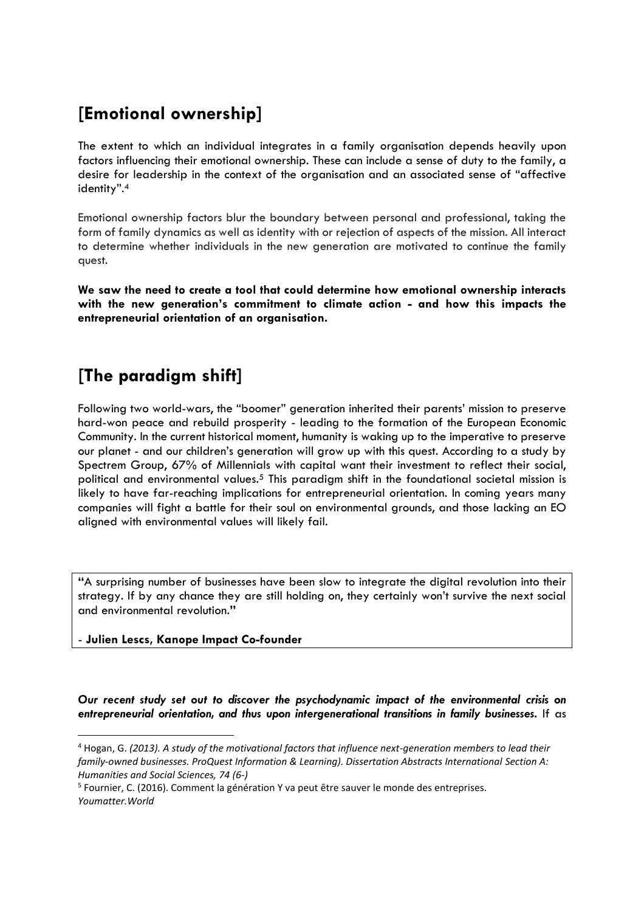## [Emotional ownership]

The extent to which an individual integrates in a family organisation depends heavily upon factors influencing their emotional ownership. These can include a sense of duty to the family, a desire for leadership in the context of the organisation and an associated sense of "affective identity".[4]

Emotional ownership factors blur the boundary between personal and professional, taking the form of family dynamics as well as identity with or rejection of aspects of the mission. All interact to determine whether individuals in the new generation are motivated to continue the family quest.

**We saw the need to create a tool that could determine how emotional ownership interacts with the new generation's commitment to climate action - and how this impacts the entrepreneurial orientation of an organisation.**

## [The paradigm shift]

Following two world-wars, the "boomer" generation inherited their parents' mission to preserve hard-won peace and rebuild prosperity - leading to the formation of the European Economic Community. In the current historical moment, humanity is waking up to the imperative to preserve our planet - and our children's generation will grow up with this quest. According to a study by Spectrem Group, 67% of Millennials with capital want their investment to reflect their social, political and environmental values.[5] This paradigm shift in the foundational societal mission is likely to have far-reaching implications for entrepreneurial orientation. In coming years many companies will fight a battle for their soul on environmental grounds, and those lacking an EO aligned with environmental values will likely fail.

> **"**A surprising number of businesses have been slow to integrate the digital revolution into their strategy. If by any chance they are still holding on, they certainly won't survive the next social and environmental revolution.**"**
>
> - **Julien Lescs, Kanope Impact Co-founder**

***Our recent study set out to discover the psychodynamic impact of the environmental crisis on entrepreneurial orientation, and thus upon intergenerational transitions in family businesses.*** If as

---

[4] Hogan, G. *(2013). A study of the motivational factors that influence next-generation members to lead their family-owned businesses. ProQuest Information & Learning). Dissertation Abstracts International Section A: Humanities and Social Sciences, 74 (6-)*

[5] Fournier, C. (2016). Comment la génération Y va peut être sauver le monde des entreprises. *Youmatter.World*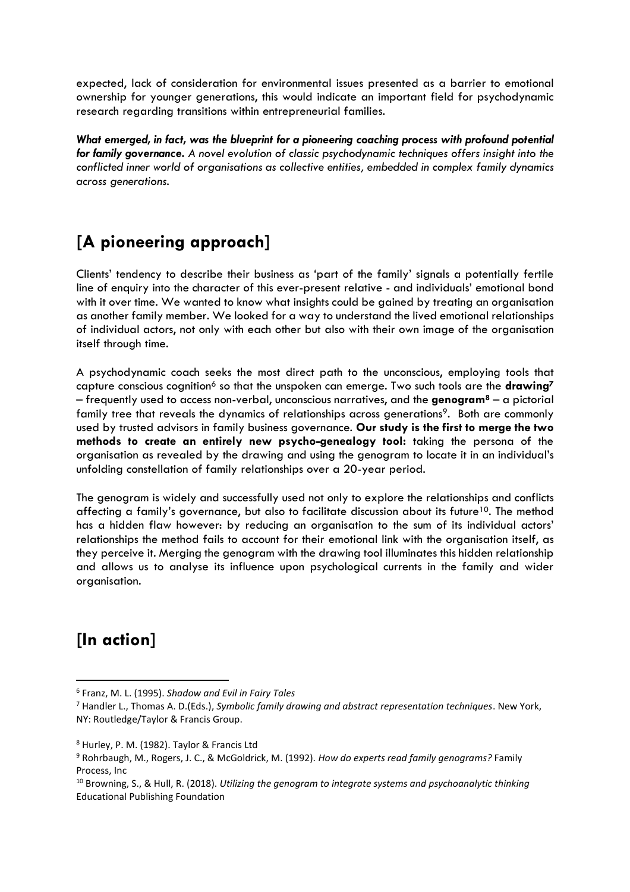expected, lack of consideration for environmental issues presented as a barrier to emotional ownership for younger generations, this would indicate an important field for psychodynamic research regarding transitions within entrepreneurial families.

***What emerged, in fact, was the blueprint for a pioneering coaching process with profound potential for family governance.*** *A novel evolution of classic psychodynamic techniques offers insight into the conflicted inner world of organisations as collective entities, embedded in complex family dynamics across generations.*

## [A pioneering approach]

Clients' tendency to describe their business as 'part of the family' signals a potentially fertile line of enquiry into the character of this ever-present relative - and individuals' emotional bond with it over time. We wanted to know what insights could be gained by treating an organisation as another family member. We looked for a way to understand the lived emotional relationships of individual actors, not only with each other but also with their own image of the organisation itself through time.

A psychodynamic coach seeks the most direct path to the unconscious, employing tools that capture conscious cognition[6] so that the unspoken can emerge. Two such tools are the **drawing[7]** – frequently used to access non-verbal, unconscious narratives, and the **genogram[8]** – a pictorial family tree that reveals the dynamics of relationships across generations[9]. Both are commonly used by trusted advisors in family business governance. **Our study is the first to merge the two methods to create an entirely new psycho-genealogy tool:** taking the persona of the organisation as revealed by the drawing and using the genogram to locate it in an individual's unfolding constellation of family relationships over a 20-year period.

The genogram is widely and successfully used not only to explore the relationships and conflicts affecting a family's governance, but also to facilitate discussion about its future[10]. The method has a hidden flaw however: by reducing an organisation to the sum of its individual actors' relationships the method fails to account for their emotional link with the organisation itself, as they perceive it. Merging the genogram with the drawing tool illuminates this hidden relationship and allows us to analyse its influence upon psychological currents in the family and wider organisation.

## [In action]

---

[6] Franz, M. L. (1995). *Shadow and Evil in Fairy Tales*

[7] Handler L., Thomas A. D.(Eds.), *Symbolic family drawing and abstract representation techniques*. New York, NY: Routledge/Taylor & Francis Group.

[8] Hurley, P. M. (1982). Taylor & Francis Ltd

[9] Rohrbaugh, M., Rogers, J. C., & McGoldrick, M. (1992). *How do experts read family genograms?* Family Process, Inc

[10] Browning, S., & Hull, R. (2018). *Utilizing the genogram to integrate systems and psychoanalytic thinking* Educational Publishing Foundation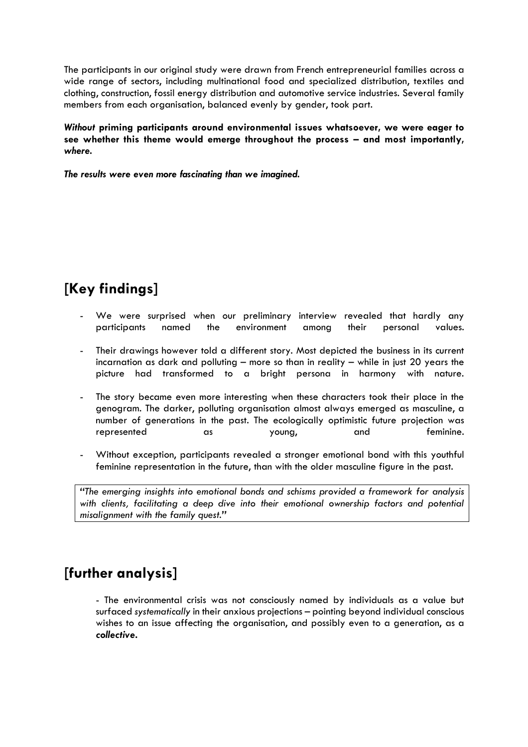The participants in our original study were drawn from French entrepreneurial families across a wide range of sectors, including multinational food and specialized distribution, textiles and clothing, construction, fossil energy distribution and automotive service industries. Several family members from each organisation, balanced evenly by gender, took part.

***Without* priming participants around environmental issues whatsoever, we were eager to see whether this theme would emerge throughout the process – and most importantly, *where*.**

***The results were even more fascinating than we imagined.***

## [Key findings]

- We were surprised when our preliminary interview revealed that hardly any participants named the environment among their personal values.
- Their drawings however told a different story. Most depicted the business in its current incarnation as dark and polluting – more so than in reality – while in just 20 years the picture had transformed to a bright persona in harmony with nature.
- The story became even more interesting when these characters took their place in the genogram. The darker, polluting organisation almost always emerged as masculine, a number of generations in the past. The ecologically optimistic future projection was represented as young, and feminine.
- Without exception, participants revealed a stronger emotional bond with this youthful feminine representation in the future, than with the older masculine figure in the past.

> *"The emerging insights into emotional bonds and schisms provided a framework for analysis with clients, facilitating a deep dive into their emotional ownership factors and potential misalignment with the family quest."*

## [further analysis]

- The environmental crisis was not consciously named by individuals as a value but surfaced *systematically* in their anxious projections – pointing beyond individual conscious wishes to an issue affecting the organisation, and possibly even to a generation, as a ***collective***.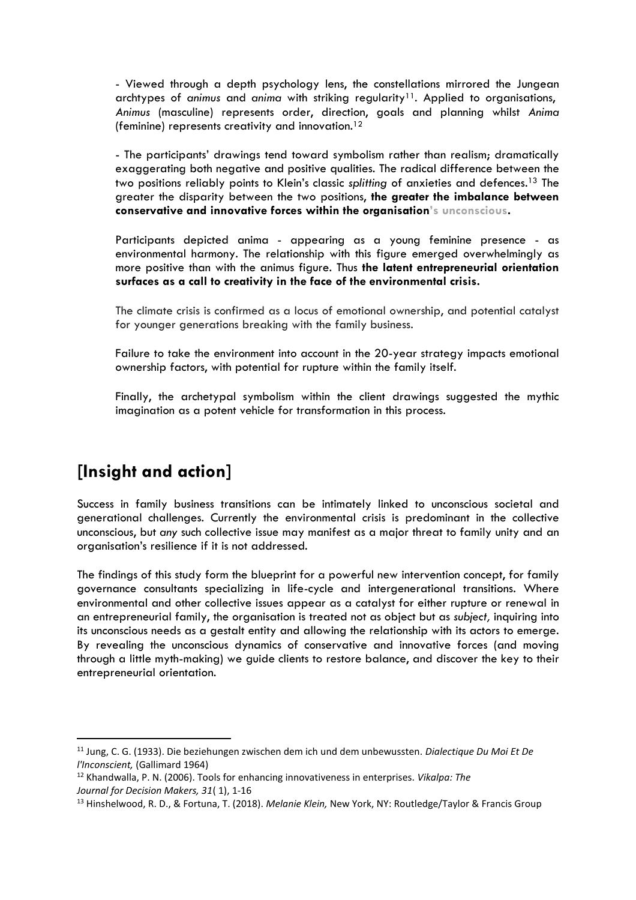- Viewed through a depth psychology lens, the constellations mirrored the Jungean archtypes of *animus* and *anima* with striking regularity[11]. Applied to organisations, *Animus* (masculine) represents order, direction, goals and planning whilst *Anima* (feminine) represents creativity and innovation.[12]

- The participants' drawings tend toward symbolism rather than realism; dramatically exaggerating both negative and positive qualities. The radical difference between the two positions reliably points to Klein's classic *splitting* of anxieties and defences.[13] The greater the disparity between the two positions, **the greater the imbalance between conservative and innovative forces within the organisation's unconscious.**

Participants depicted anima - appearing as a young feminine presence - as environmental harmony. The relationship with this figure emerged overwhelmingly as more positive than with the animus figure. Thus **the latent entrepreneurial orientation surfaces as a call to creativity in the face of the environmental crisis.**

The climate crisis is confirmed as a locus of emotional ownership, and potential catalyst for younger generations breaking with the family business.

Failure to take the environment into account in the 20-year strategy impacts emotional ownership factors, with potential for rupture within the family itself.

Finally, the archetypal symbolism within the client drawings suggested the mythic imagination as a potent vehicle for transformation in this process.

## [Insight and action]

Success in family business transitions can be intimately linked to unconscious societal and generational challenges. Currently the environmental crisis is predominant in the collective unconscious, but *any* such collective issue may manifest as a major threat to family unity and an organisation's resilience if it is not addressed.

The findings of this study form the blueprint for a powerful new intervention concept, for family governance consultants specializing in life-cycle and intergenerational transitions. Where environmental and other collective issues appear as a catalyst for either rupture or renewal in an entrepreneurial family, the organisation is treated not as object but as *subject,* inquiring into its unconscious needs as a gestalt entity and allowing the relationship with its actors to emerge. By revealing the unconscious dynamics of conservative and innovative forces (and moving through a little myth-making) we guide clients to restore balance, and discover the key to their entrepreneurial orientation.

---

[11] Jung, C. G. (1933). Die beziehungen zwischen dem ich und dem unbewussten. *Dialectique Du Moi Et De l'Inconscient,* (Gallimard 1964)

[12] Khandwalla, P. N. (2006). Tools for enhancing innovativeness in enterprises. *Vikalpa: The Journal for Decision Makers, 31*( 1), 1-16

[13] Hinshelwood, R. D., & Fortuna, T. (2018). *Melanie Klein,* New York, NY: Routledge/Taylor & Francis Group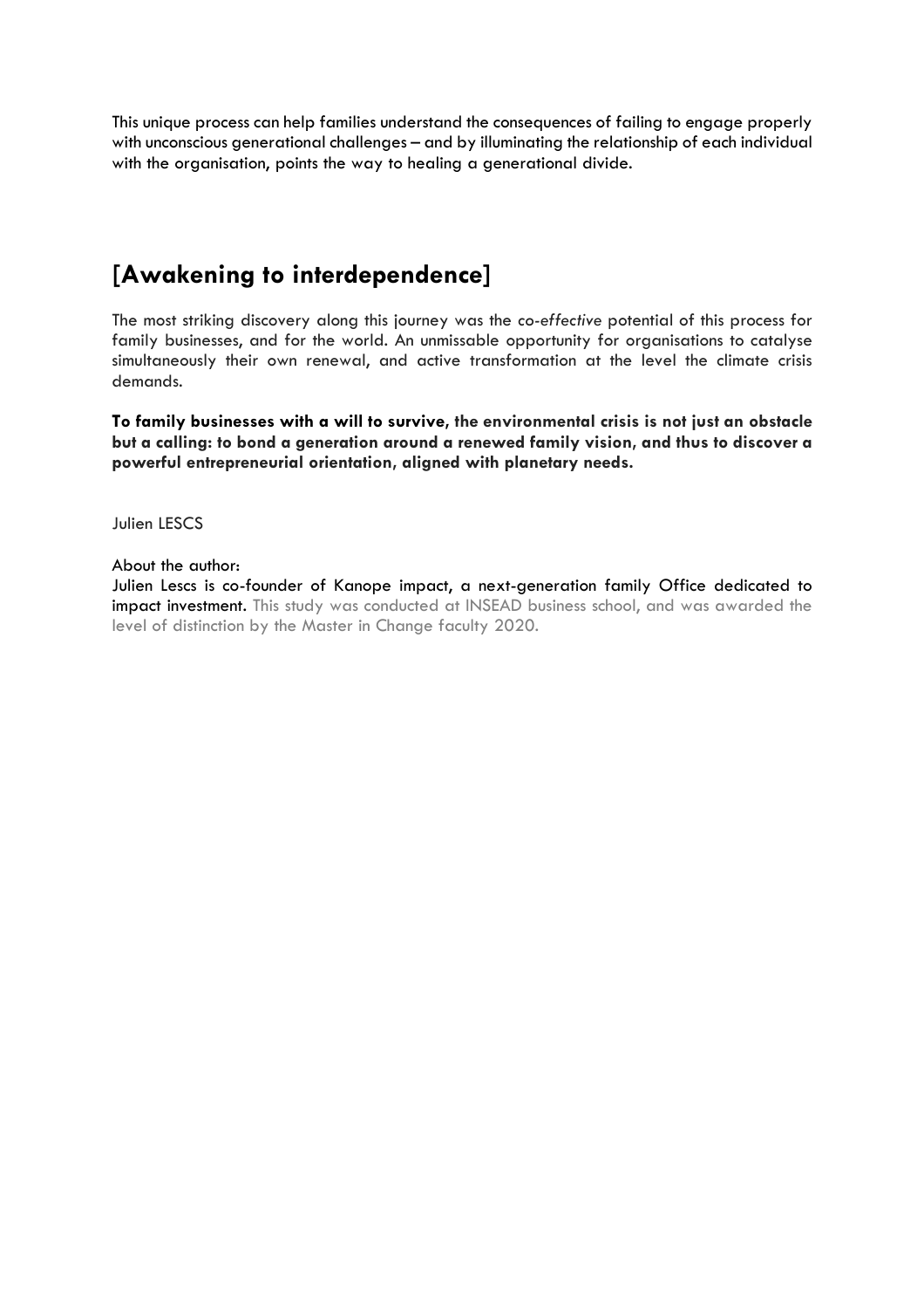This unique process can help families understand the consequences of failing to engage properly with unconscious generational challenges – and by illuminating the relationship of each individual with the organisation, points the way to healing a generational divide.

## [Awakening to interdependence]

The most striking discovery along this journey was the *co-effective* potential of this process for family businesses, and for the world. An unmissable opportunity for organisations to catalyse simultaneously their own renewal, and active transformation at the level the climate crisis demands.

**To family businesses with a will to survive, the environmental crisis is not just an obstacle but a calling: to bond a generation around a renewed family vision, and thus to discover a powerful entrepreneurial orientation, aligned with planetary needs.**

Julien LESCS

About the author:
Julien Lescs is co-founder of Kanope impact, a next-generation family Office dedicated to impact investment. This study was conducted at INSEAD business school, and was awarded the level of distinction by the Master in Change faculty 2020.